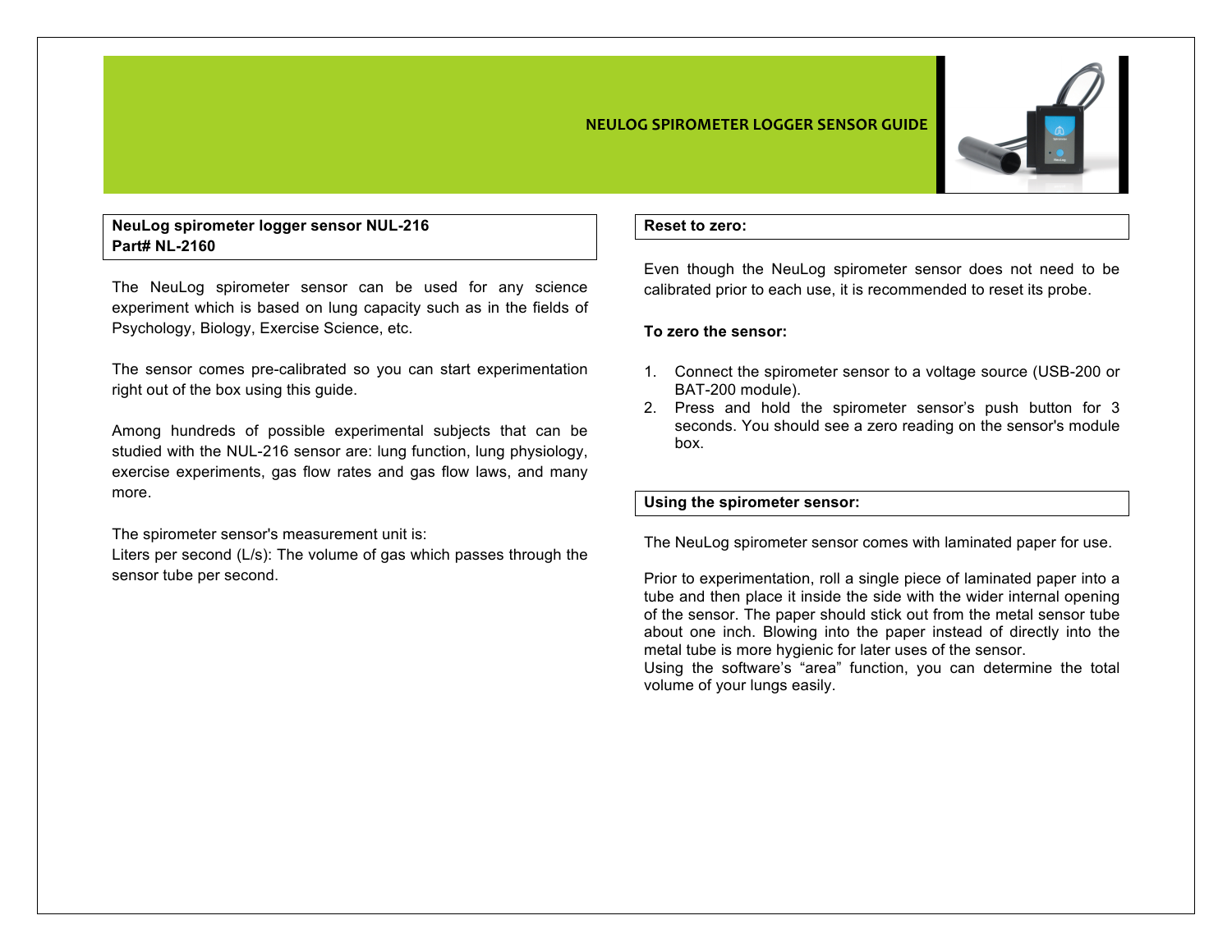# NEULOG SPIROMETER LOGGER SENSOR GUIDE

## NeuLog spirometer logger sensor NUL-216
## Part# NL-2160

The NeuLog spirometer sensor can be used for any science experiment which is based on lung capacity such as in the fields of Psychology, Biology, Exercise Science, etc.

The sensor comes pre-calibrated so you can start experimentation right out of the box using this guide.

Among hundreds of possible experimental subjects that can be studied with the NUL-216 sensor are: lung function, lung physiology, exercise experiments, gas flow rates and gas flow laws, and many more.

The spirometer sensor's measurement unit is:
Liters per second (L/s): The volume of gas which passes through the sensor tube per second.

## Reset to zero:

Even though the NeuLog spirometer sensor does not need to be calibrated prior to each use, it is recommended to reset its probe.

**To zero the sensor:**

1. Connect the spirometer sensor to a voltage source (USB-200 or BAT-200 module).
2. Press and hold the spirometer sensor's push button for 3 seconds. You should see a zero reading on the sensor's module box.

## Using the spirometer sensor:

The NeuLog spirometer sensor comes with laminated paper for use.

Prior to experimentation, roll a single piece of laminated paper into a tube and then place it inside the side with the wider internal opening of the sensor. The paper should stick out from the metal sensor tube about one inch. Blowing into the paper instead of directly into the metal tube is more hygienic for later uses of the sensor.
Using the software's "area" function, you can determine the total volume of your lungs easily.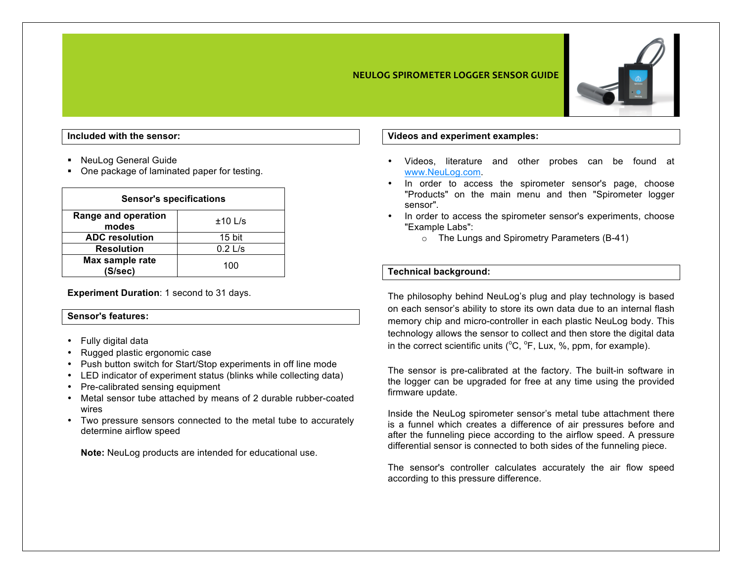# NEULOG SPIROMETER LOGGER SENSOR GUIDE

## Included with the sensor:

- NeuLog General Guide
- One package of laminated paper for testing.

| Sensor's specifications | |
|---|---|
| Range and operation modes | ±10 L/s |
| ADC resolution | 15 bit |
| Resolution | 0.2 L/s |
| Max sample rate (S/sec) | 100 |

**Experiment Duration**: 1 second to 31 days.

## Sensor's features:

- Fully digital data
- Rugged plastic ergonomic case
- Push button switch for Start/Stop experiments in off line mode
- LED indicator of experiment status (blinks while collecting data)
- Pre-calibrated sensing equipment
- Metal sensor tube attached by means of 2 durable rubber-coated wires
- Two pressure sensors connected to the metal tube to accurately determine airflow speed

**Note:** NeuLog products are intended for educational use.

## Videos and experiment examples:

- Videos, literature and other probes can be found at www.NeuLog.com.
- In order to access the spirometer sensor's page, choose "Products" on the main menu and then "Spirometer logger sensor".
- In order to access the spirometer sensor's experiments, choose "Example Labs":
  - The Lungs and Spirometry Parameters (B-41)

## Technical background:

The philosophy behind NeuLog's plug and play technology is based on each sensor's ability to store its own data due to an internal flash memory chip and micro-controller in each plastic NeuLog body. This technology allows the sensor to collect and then store the digital data in the correct scientific units (°C, °F, Lux, %, ppm, for example).

The sensor is pre-calibrated at the factory. The built-in software in the logger can be upgraded for free at any time using the provided firmware update.

Inside the NeuLog spirometer sensor's metal tube attachment there is a funnel which creates a difference of air pressures before and after the funneling piece according to the airflow speed. A pressure differential sensor is connected to both sides of the funneling piece.

The sensor's controller calculates accurately the air flow speed according to this pressure difference.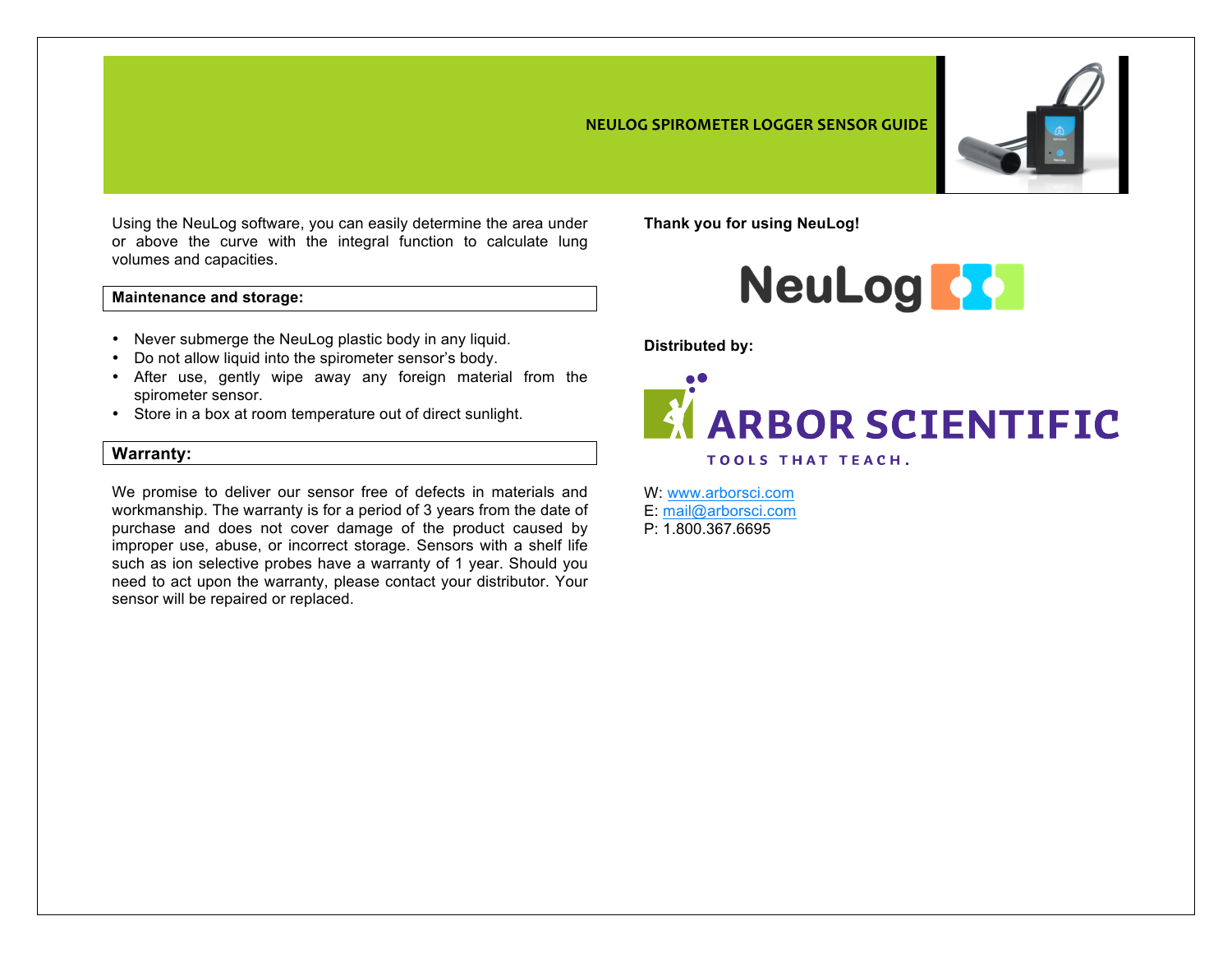Using the NeuLog software, you can easily determine the area under or above the curve with the integral function to calculate lung volumes and capacities.

## Maintenance and storage:

- Never submerge the NeuLog plastic body in any liquid.
- Do not allow liquid into the spirometer sensor's body.
- After use, gently wipe away any foreign material from the spirometer sensor.
- Store in a box at room temperature out of direct sunlight.

## Warranty:

We promise to deliver our sensor free of defects in materials and workmanship. The warranty is for a period of 3 years from the date of purchase and does not cover damage of the product caused by improper use, abuse, or incorrect storage. Sensors with a shelf life such as ion selective probes have a warranty of 1 year. Should you need to act upon the warranty, please contact your distributor. Your sensor will be repaired or replaced.

**Thank you for using NeuLog!**

NeuLog

**Distributed by:**

ARBOR SCIENTIFIC

TOOLS THAT TEACH.

W: www.arborsci.com
E: mail@arborsci.com
P: 1.800.367.6695